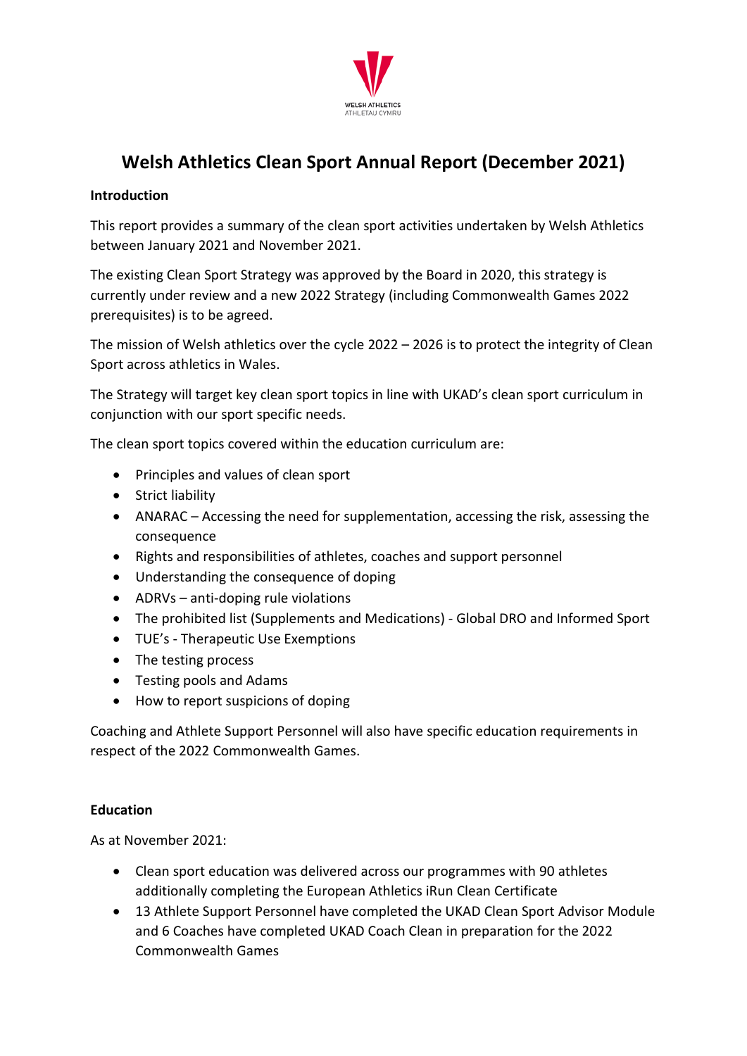# Welsh Athletics Clean Sport Annual Report (December 2021)

**Introduction**

This report provides a summary of the clean sport activities undertaken by Welsh Athletics between January 2021 and November 2021.

The existing Clean Sport Strategy was approved by the Board in 2020, this strategy is currently under review and a new 2022 Strategy (including Commonwealth Games 2022 prerequisites) is to be agreed.

The mission of Welsh athletics over the cycle 2022 – 2026 is to protect the integrity of Clean Sport across athletics in Wales.

The Strategy will target key clean sport topics in line with UKAD's clean sport curriculum in conjunction with our sport specific needs.

The clean sport topics covered within the education curriculum are:

- Principles and values of clean sport
- Strict liability
- ANARAC – Accessing the need for supplementation, accessing the risk, assessing the consequence
- Rights and responsibilities of athletes, coaches and support personnel
- Understanding the consequence of doping
- ADRVs – anti-doping rule violations
- The prohibited list (Supplements and Medications) - Global DRO and Informed Sport
- TUE's - Therapeutic Use Exemptions
- The testing process
- Testing pools and Adams
- How to report suspicions of doping

Coaching and Athlete Support Personnel will also have specific education requirements in respect of the 2022 Commonwealth Games.

**Education**

As at November 2021:

- Clean sport education was delivered across our programmes with 90 athletes additionally completing the European Athletics iRun Clean Certificate
- 13 Athlete Support Personnel have completed the UKAD Clean Sport Advisor Module and 6 Coaches have completed UKAD Coach Clean in preparation for the 2022 Commonwealth Games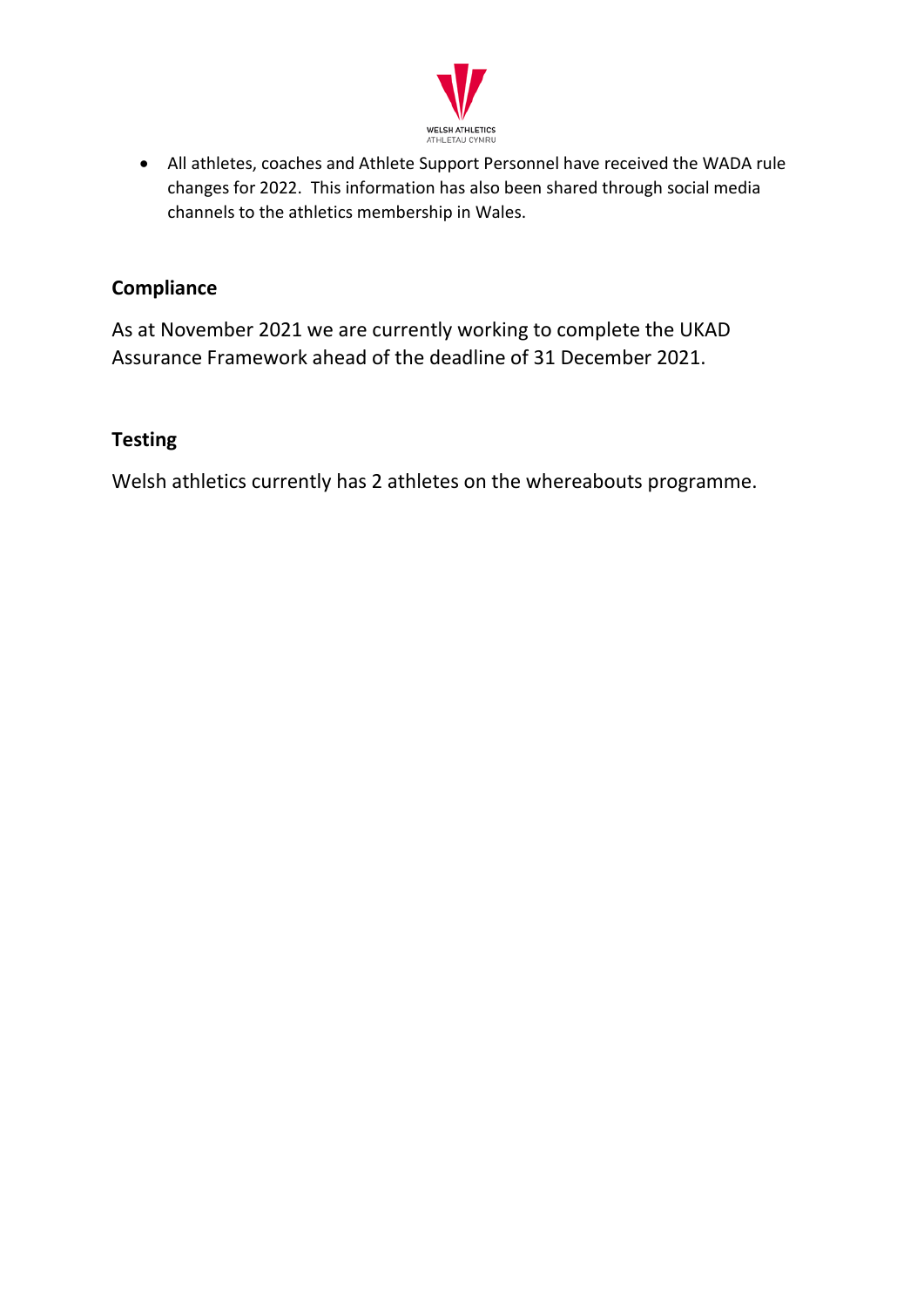- All athletes, coaches and Athlete Support Personnel have received the WADA rule changes for 2022. This information has also been shared through social media channels to the athletics membership in Wales.

## Compliance

As at November 2021 we are currently working to complete the UKAD Assurance Framework ahead of the deadline of 31 December 2021.

## Testing

Welsh athletics currently has 2 athletes on the whereabouts programme.